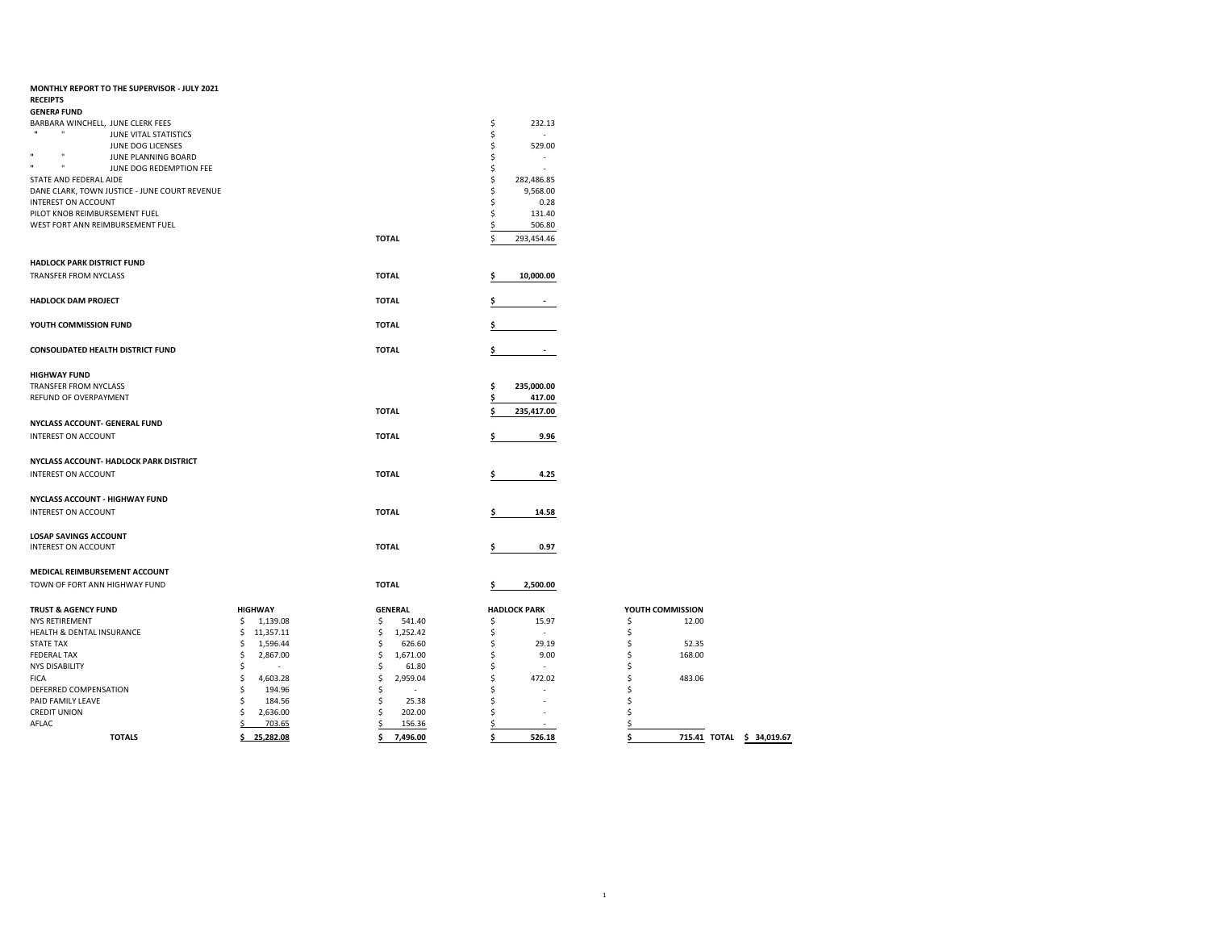**MONTHLY REPORT TO THE SUPERVISOR - JULY 2021**

**RECEIPTS**

**GENERA FUND**

| | | |
|---|---|---|
| BARBARA WINCHELL, JUNE CLERK FEES | | $ 232.13 |
| " " JUNE VITAL STATISTICS | | $ - |
| JUNE DOG LICENSES | | $ 529.00 |
| " " JUNE PLANNING BOARD | | $ - |
| " " JUNE DOG REDEMPTION FEE | | $ - |
| STATE AND FEDERAL AIDE | | $ 282,486.85 |
| DANE CLARK, TOWN JUSTICE - JUNE COURT REVENUE | | $ 9,568.00 |
| INTEREST ON ACCOUNT | | $ 0.28 |
| PILOT KNOB REIMBURSEMENT FUEL | | $ 131.40 |
| WEST FORT ANN REIMBURSEMENT FUEL | | $ 506.80 |
| | **TOTAL** | $ 293,454.46 |

**HADLOCK PARK DISTRICT FUND**

| | | |
|---|---|---|
| TRANSFER FROM NYCLASS | **TOTAL** | **$ 10,000.00** |

| | | |
|---|---|---|
| **HADLOCK DAM PROJECT** | **TOTAL** | **$ -** |

| | | |
|---|---|---|
| **YOUTH COMMISSION FUND** | **TOTAL** | **$** |

| | | |
|---|---|---|
| **CONSOLIDATED HEALTH DISTRICT FUND** | **TOTAL** | **$ -** |

**HIGHWAY FUND**

| | | |
|---|---|---|
| TRANSFER FROM NYCLASS | | **$ 235,000.00** |
| REFUND OF OVERPAYMENT | | **$ 417.00** |
| | **TOTAL** | **$ 235,417.00** |

**NYCLASS ACCOUNT- GENERAL FUND**

| | | |
|---|---|---|
| INTEREST ON ACCOUNT | **TOTAL** | **$ 9.96** |

**NYCLASS ACCOUNT- HADLOCK PARK DISTRICT**

| | | |
|---|---|---|
| INTEREST ON ACCOUNT | **TOTAL** | **$ 4.25** |

**NYCLASS ACCOUNT - HIGHWAY FUND**

| | | |
|---|---|---|
| INTEREST ON ACCOUNT | **TOTAL** | **$ 14.58** |

**LOSAP SAVINGS ACCOUNT**

| | | |
|---|---|---|
| INTEREST ON ACCOUNT | **TOTAL** | **$ 0.97** |

**MEDICAL REIMBURSEMENT ACCOUNT**

| | | |
|---|---|---|
| TOWN OF FORT ANN HIGHWAY FUND | **TOTAL** | **$ 2,500.00** |

| **TRUST & AGENCY FUND** | **HIGHWAY** | **GENERAL** | **HADLOCK PARK** | **YOUTH COMMISSION** | | |
|---|---|---|---|---|---|---|
| NYS RETIREMENT | $ 1,139.08 | $ 541.40 | $ 15.97 | $ 12.00 | | |
| HEALTH & DENTAL INSURANCE | $ 11,357.11 | $ 1,252.42 | $ - | $ | | |
| STATE TAX | $ 1,596.44 | $ 626.60 | $ 29.19 | $ 52.35 | | |
| FEDERAL TAX | $ 2,867.00 | $ 1,671.00 | $ 9.00 | $ 168.00 | | |
| NYS DISABILITY | $ - | $ 61.80 | $ - | $ | | |
| FICA | $ 4,603.28 | $ 2,959.04 | $ 472.02 | $ 483.06 | | |
| DEFERRED COMPENSATION | $ 194.96 | $ - | $ - | $ | | |
| PAID FAMILY LEAVE | $ 184.56 | $ 25.38 | $ - | $ | | |
| CREDIT UNION | $ 2,636.00 | $ 202.00 | $ - | $ | | |
| AFLAC | $ 703.65 | $ 156.36 | $ - | $ | | |
| **TOTALS** | **$ 25,282.08** | **$ 7,496.00** | **$ 526.18** | **$ 715.41** | **TOTAL** | **$ 34,019.67** |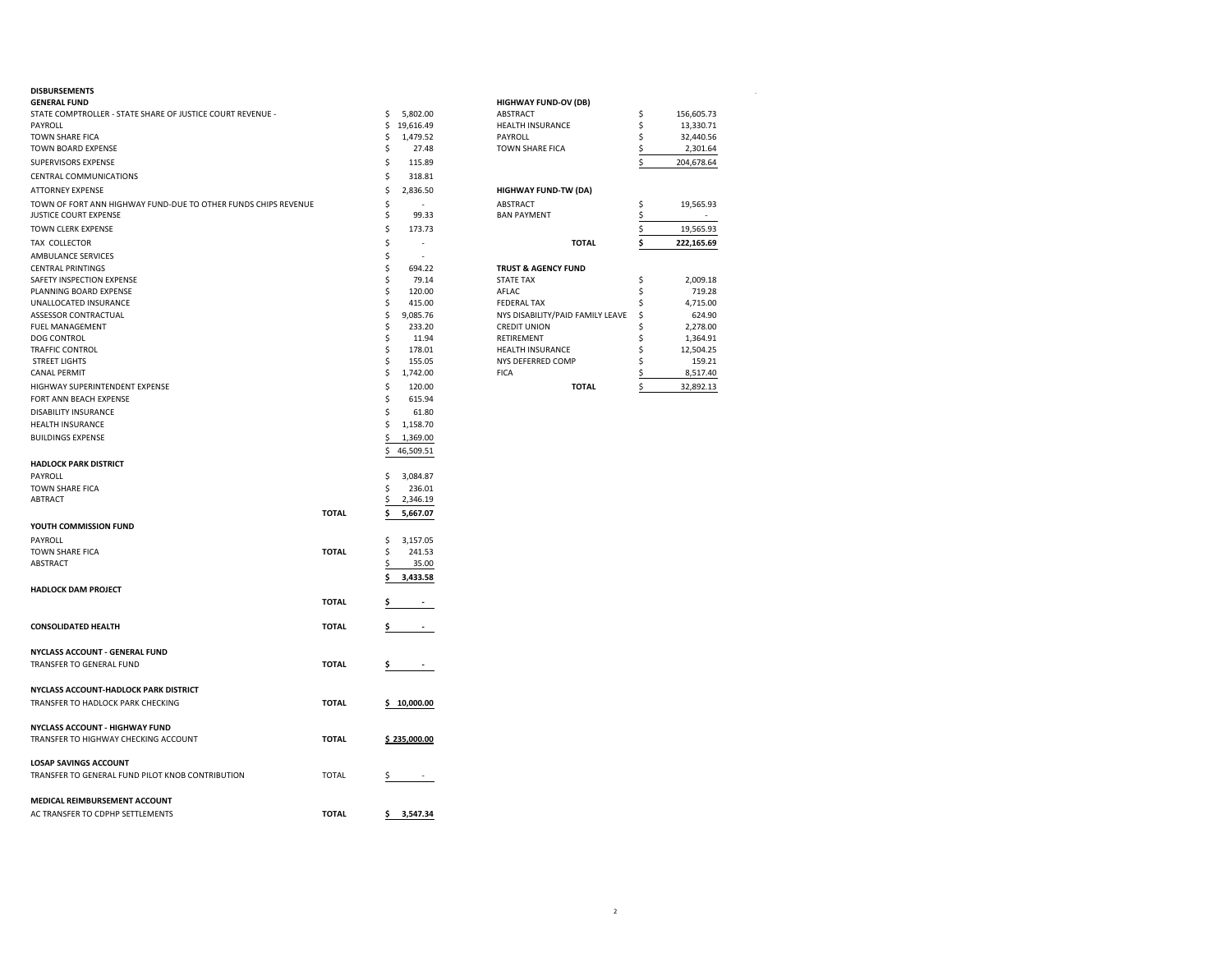# DISBURSEMENTS

## GENERAL FUND

| Item | | Amount |
|---|---|---|
| STATE COMPTROLLER - STATE SHARE OF JUSTICE COURT REVENUE - | | $ 5,802.00 |
| PAYROLL | | $ 19,616.49 |
| TOWN SHARE FICA | | $ 1,479.52 |
| TOWN BOARD EXPENSE | | $ 27.48 |
| SUPERVISORS EXPENSE | | $ 115.89 |
| CENTRAL COMMUNICATIONS | | $ 318.81 |
| ATTORNEY EXPENSE | | $ 2,836.50 |
| TOWN OF FORT ANN HIGHWAY FUND-DUE TO OTHER FUNDS CHIPS REVENUE | | $ - |
| JUSTICE COURT EXPENSE | | $ 99.33 |
| TOWN CLERK EXPENSE | | $ 173.73 |
| TAX COLLECTOR | | $ - |
| AMBULANCE SERVICES | | $ - |
| CENTRAL PRINTINGS | | $ 694.22 |
| SAFETY INSPECTION EXPENSE | | $ 79.14 |
| PLANNING BOARD EXPENSE | | $ 120.00 |
| UNALLOCATED INSURANCE | | $ 415.00 |
| ASSESSOR CONTRACTUAL | | $ 9,085.76 |
| FUEL MANAGEMENT | | $ 233.20 |
| DOG CONTROL | | $ 11.94 |
| TRAFFIC CONTROL | | $ 178.01 |
| STREET LIGHTS | | $ 155.05 |
| CANAL PERMIT | | $ 1,742.00 |
| HIGHWAY SUPERINTENDENT EXPENSE | | $ 120.00 |
| FORT ANN BEACH EXPENSE | | $ 615.94 |
| DISABILITY INSURANCE | | $ 61.80 |
| HEALTH INSURANCE | | $ 1,158.70 |
| BUILDINGS EXPENSE | | $ 1,369.00 |
| | | $ 46,509.51 |

## HADLOCK PARK DISTRICT

| Item | | Amount |
|---|---|---|
| PAYROLL | | $ 3,084.87 |
| TOWN SHARE FICA | | $ 236.01 |
| ABTRACT | | $ 2,346.19 |
| | **TOTAL** | **$ 5,667.07** |

## YOUTH COMMISSION FUND

| Item | | Amount |
|---|---|---|
| PAYROLL | | $ 3,157.05 |
| TOWN SHARE FICA | **TOTAL** | $ 241.53 |
| ABSTRACT | | $ 35.00 |
| | | **$ 3,433.58** |

## HADLOCK DAM PROJECT

| | | |
|---|---|---|
| | **TOTAL** | **$ -** |

## CONSOLIDATED HEALTH

| | | |
|---|---|---|
| | **TOTAL** | **$ -** |

## NYCLASS ACCOUNT - GENERAL FUND

| | | |
|---|---|---|
| TRANSFER TO GENERAL FUND | **TOTAL** | **$ -** |

## NYCLASS ACCOUNT-HADLOCK PARK DISTRICT

| | | |
|---|---|---|
| TRANSFER TO HADLOCK PARK CHECKING | **TOTAL** | **$ 10,000.00** |

## NYCLASS ACCOUNT - HIGHWAY FUND

| | | |
|---|---|---|
| TRANSFER TO HIGHWAY CHECKING ACCOUNT | **TOTAL** | **$ 235,000.00** |

## LOSAP SAVINGS ACCOUNT

| | | |
|---|---|---|
| TRANSFER TO GENERAL FUND PILOT KNOB CONTRIBUTION | TOTAL | $ - |

## MEDICAL REIMBURSEMENT ACCOUNT

| | | |
|---|---|---|
| AC TRANSFER TO CDPHP SETTLEMENTS | **TOTAL** | **$ 3,547.34** |

## HIGHWAY FUND-OV (DB)

| Item | Amount |
|---|---|
| ABSTRACT | $ 156,605.73 |
| HEALTH INSURANCE | $ 13,330.71 |
| PAYROLL | $ 32,440.56 |
| TOWN SHARE FICA | $ 2,301.64 |
| | $ 204,678.64 |

## HIGHWAY FUND-TW (DA)

| Item | Amount |
|---|---|
| ABSTRACT | $ 19,565.93 |
| BAN PAYMENT | $ - |
| | $ 19,565.93 |
| **TOTAL** | **$ 222,165.69** |

## TRUST & AGENCY FUND

| Item | Amount |
|---|---|
| STATE TAX | $ 2,009.18 |
| AFLAC | $ 719.28 |
| FEDERAL TAX | $ 4,715.00 |
| NYS DISABILITY/PAID FAMILY LEAVE | $ 624.90 |
| CREDIT UNION | $ 2,278.00 |
| RETIREMENT | $ 1,364.91 |
| HEALTH INSURANCE | $ 12,504.25 |
| NYS DEFERRED COMP | $ 159.21 |
| FICA | $ 8,517.40 |
| **TOTAL** | $ 32,892.13 |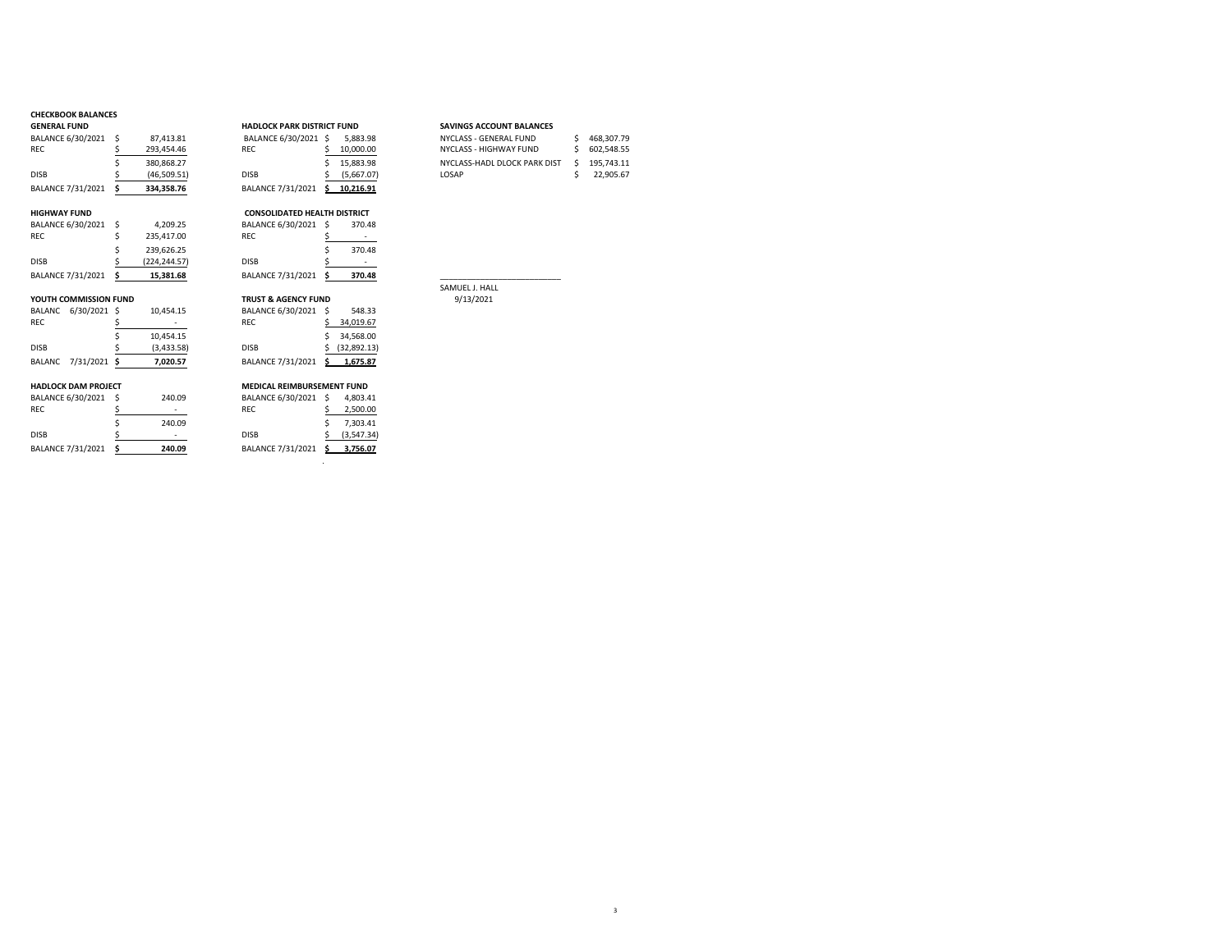**CHECKBOOK BALANCES**

**GENERAL FUND**

| | | |
|---|---|---|
| BALANCE 6/30/2021 | $ | 87,413.81 |
| REC | $ | 293,454.46 |
| | $ | 380,868.27 |
| DISB | $ | (46,509.51) |
| BALANCE 7/31/2021 | **$** | **334,358.76** |

**HIGHWAY FUND**

| | | |
|---|---|---|
| BALANCE 6/30/2021 | $ | 4,209.25 |
| REC | $ | 235,417.00 |
| | $ | 239,626.25 |
| DISB | $ | (224,244.57) |
| BALANCE 7/31/2021 | **$** | **15,381.68** |

**YOUTH COMMISSION FUND**

| | | |
|---|---|---|
| BALANC 6/30/2021 | $ | 10,454.15 |
| REC | $ | - |
| | $ | 10,454.15 |
| DISB | $ | (3,433.58) |
| BALANC 7/31/2021 | **$** | **7,020.57** |

**HADLOCK DAM PROJECT**

| | | |
|---|---|---|
| BALANCE 6/30/2021 | $ | 240.09 |
| REC | $ | - |
| | $ | 240.09 |
| DISB | $ | - |
| BALANCE 7/31/2021 | **$** | **240.09** |

**HADLOCK PARK DISTRICT FUND**

| | | |
|---|---|---|
| BALANCE 6/30/2021 | $ | 5,883.98 |
| REC | $ | 10,000.00 |
| | $ | 15,883.98 |
| DISB | $ | (5,667.07) |
| BALANCE 7/31/2021 | **$** | **10,216.91** |

**CONSOLIDATED HEALTH DISTRICT**

| | | |
|---|---|---|
| BALANCE 6/30/2021 | $ | 370.48 |
| REC | $ | - |
| | $ | 370.48 |
| DISB | $ | - |
| BALANCE 7/31/2021 | **$** | **370.48** |

**TRUST & AGENCY FUND**

| | | |
|---|---|---|
| BALANCE 6/30/2021 | $ | 548.33 |
| REC | $ | 34,019.67 |
| | $ | 34,568.00 |
| DISB | $ | (32,892.13) |
| BALANCE 7/31/2021 | **$** | **1,675.87** |

**MEDICAL REIMBURSEMENT FUND**

| | | |
|---|---|---|
| BALANCE 6/30/2021 | $ | 4,803.41 |
| REC | $ | 2,500.00 |
| | $ | 7,303.41 |
| DISB | $ | (3,547.34) |
| BALANCE 7/31/2021 | **$** | **3,756.07** |

**SAVINGS ACCOUNT BALANCES**

| | | |
|---|---|---|
| NYCLASS - GENERAL FUND | $ | 468,307.79 |
| NYCLASS - HIGHWAY FUND | $ | 602,548.55 |
| NYCLASS-HADL DLOCK PARK DIST | $ | 195,743.11 |
| LOSAP | $ | 22,905.67 |

\_\_\_\_\_\_\_\_\_\_\_\_\_\_\_\_\_\_\_\_\_\_\_\_\_\_\_\_

SAMUEL J. HALL

9/13/2021